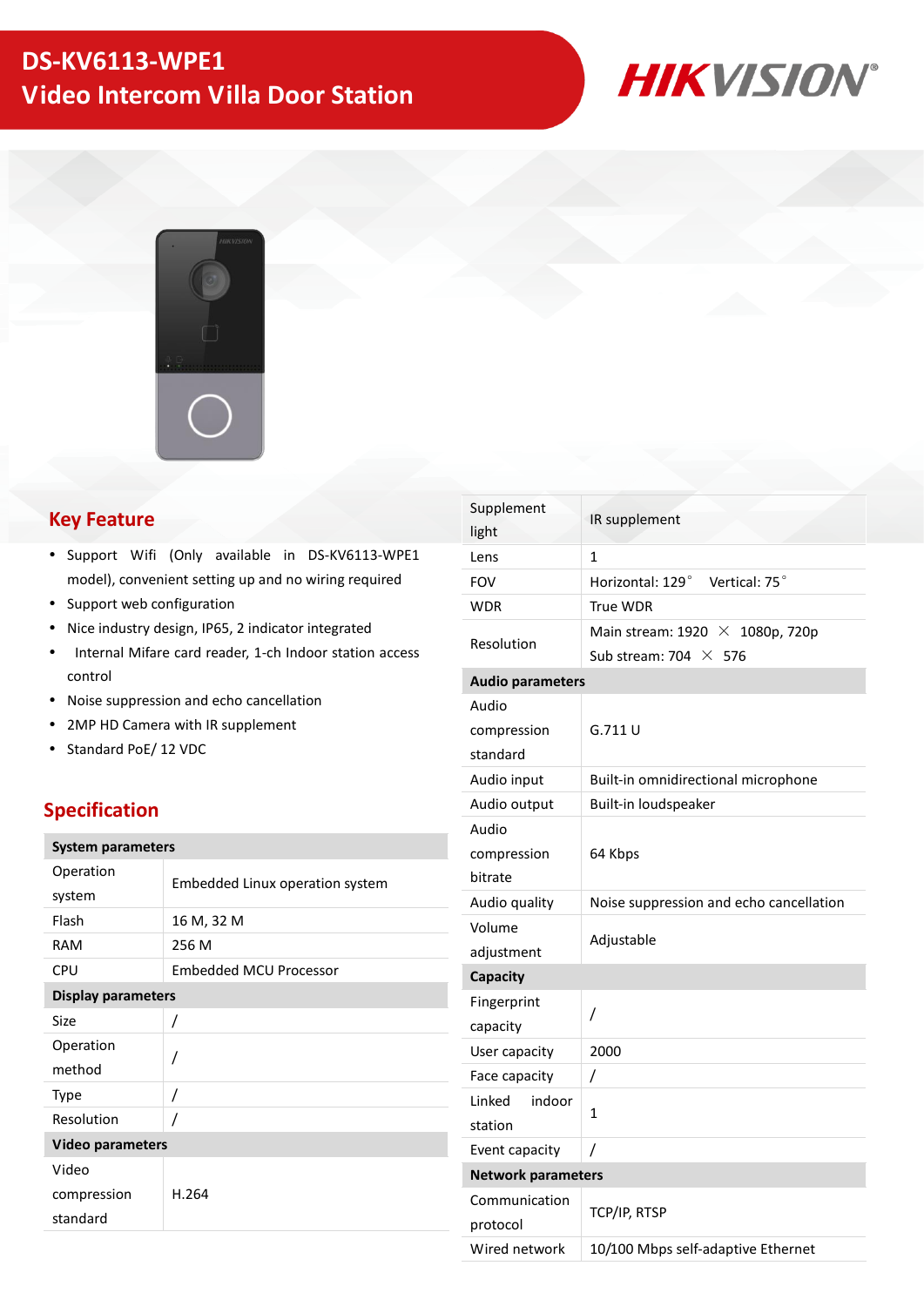# DS-KV6113-WPE1
# Video Intercom Villa Door Station

HIKVISION

## Key Feature

- Support Wifi (Only available in DS-KV6113-WPE1 model), convenient setting up and no wiring required
- Support web configuration
- Nice industry design, IP65, 2 indicator integrated
- Internal Mifare card reader, 1-ch Indoor station access control
- Noise suppression and echo cancellation
- 2MP HD Camera with IR supplement
- Standard PoE/ 12 VDC

## Specification

| **System parameters** | |
|---|---|
| Operation system | Embedded Linux operation system |
| Flash | 16 M, 32 M |
| RAM | 256 M |
| CPU | Embedded MCU Processor |
| **Display parameters** | |
| Size | / |
| Operation method | / |
| Type | / |
| Resolution | / |
| **Video parameters** | |
| Video compression standard | H.264 |
| Supplement light | IR supplement |
| Lens | 1 |
| FOV | Horizontal: 129° Vertical: 75° |
| WDR | True WDR |
| Resolution | Main stream: 1920 × 1080p, 720p<br>Sub stream: 704 × 576 |
| **Audio parameters** | |
| Audio compression standard | G.711 U |
| Audio input | Built-in omnidirectional microphone |
| Audio output | Built-in loudspeaker |
| Audio compression bitrate | 64 Kbps |
| Audio quality | Noise suppression and echo cancellation |
| Volume adjustment | Adjustable |
| **Capacity** | |
| Fingerprint capacity | / |
| User capacity | 2000 |
| Face capacity | / |
| Linked indoor station | 1 |
| Event capacity | / |
| **Network parameters** | |
| Communication protocol | TCP/IP, RTSP |
| Wired network | 10/100 Mbps self-adaptive Ethernet |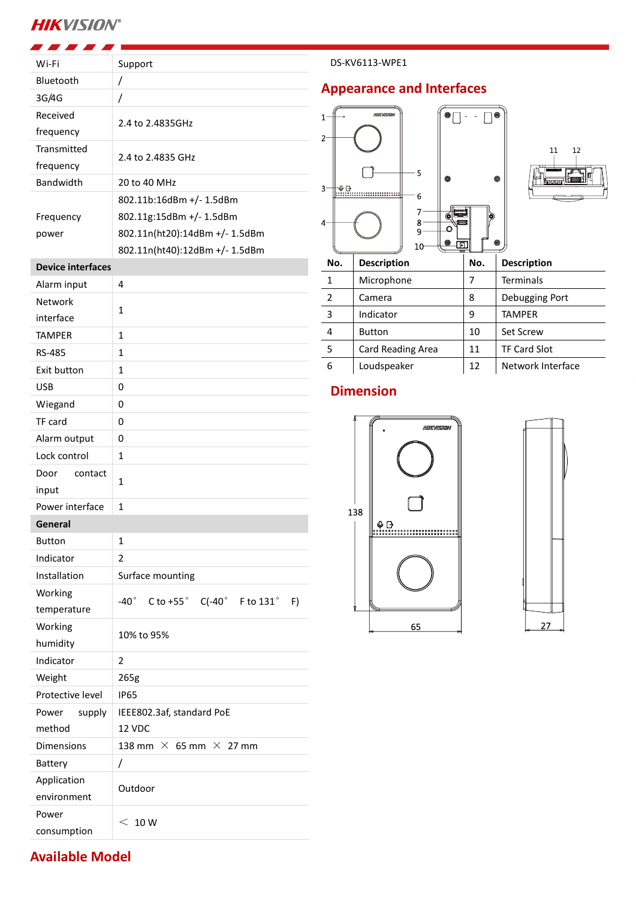| Wi-Fi | Support |
|---|---|
| Bluetooth | / |
| 3G/4G | / |
| Received frequency | 2.4 to 2.4835GHz |
| Transmitted frequency | 2.4 to 2.4835 GHz |
| Bandwidth | 20 to 40 MHz |
| Frequency power | 802.11b:16dBm +/- 1.5dBm<br>802.11g:15dBm +/- 1.5dBm<br>802.11n(ht20):14dBm +/- 1.5dBm<br>802.11n(ht40):12dBm +/- 1.5dBm |
| **Device interfaces** | |
| Alarm input | 4 |
| Network interface | 1 |
| TAMPER | 1 |
| RS-485 | 1 |
| Exit button | 1 |
| USB | 0 |
| Wiegand | 0 |
| TF card | 0 |
| Alarm output | 0 |
| Lock control | 1 |
| Door contact input | 1 |
| Power interface | 1 |
| **General** | |
| Button | 1 |
| Indicator | 2 |
| Installation | Surface mounting |
| Working temperature | -40° C to +55° C(-40° F to 131° F) |
| Working humidity | 10% to 95% |
| Indicator | 2 |
| Weight | 265g |
| Protective level | IP65 |
| Power supply method | IEEE802.3af, standard PoE<br>12 VDC |
| Dimensions | 138 mm × 65 mm × 27 mm |
| Battery | / |
| Application environment | Outdoor |
| Power consumption | < 10 W |

DS-KV6113-WPE1

## Appearance and Interfaces

| No. | Description | No. | Description |
|---|---|---|---|
| 1 | Microphone | 7 | Terminals |
| 2 | Camera | 8 | Debugging Port |
| 3 | Indicator | 9 | TAMPER |
| 4 | Button | 10 | Set Screw |
| 5 | Card Reading Area | 11 | TF Card Slot |
| 6 | Loudspeaker | 12 | Network Interface |

## Dimension

138

65

27

## Available Model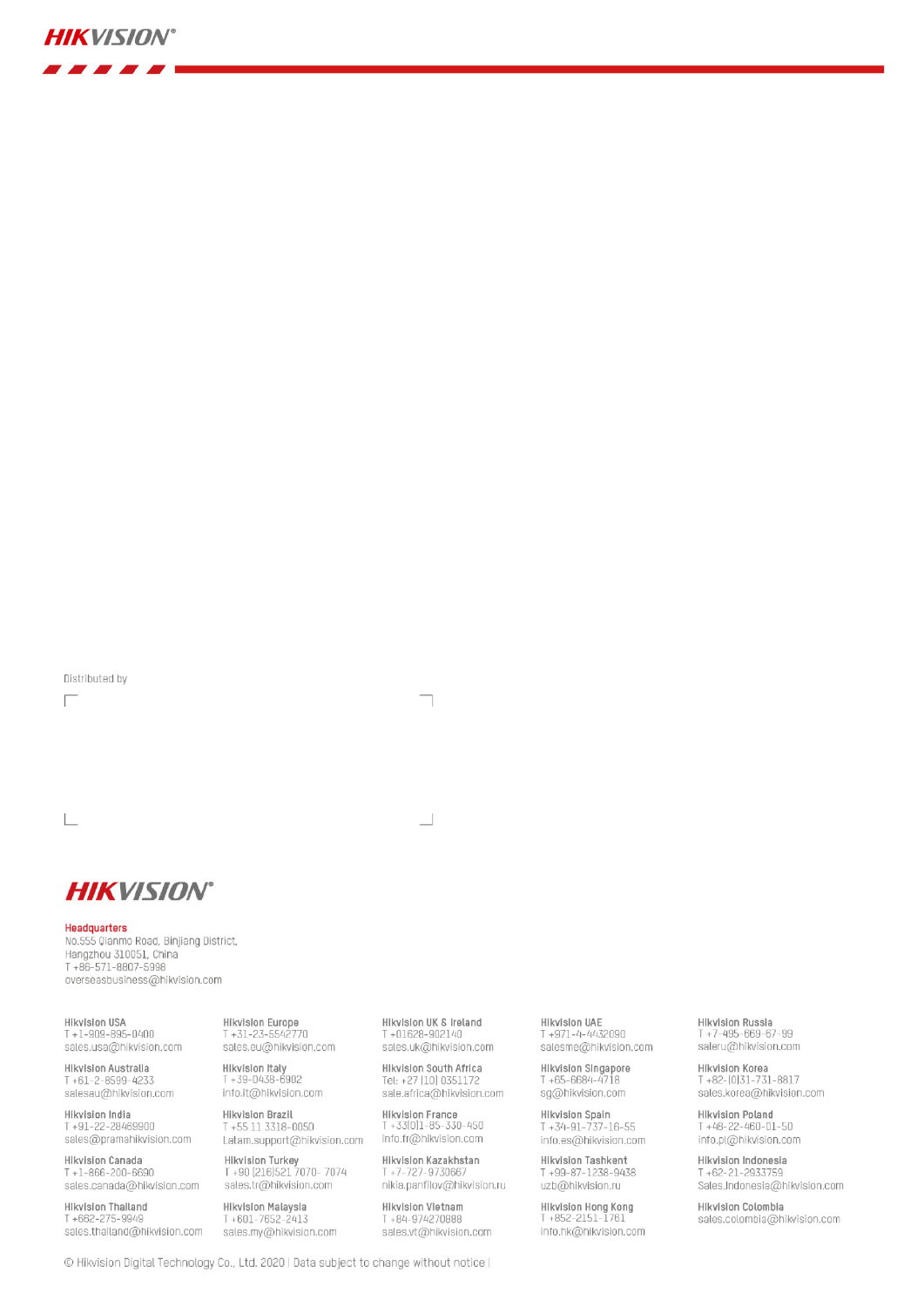Distributed by

**HIKVISION**

**Headquarters**
No.555 Qianmo Road, Binjiang District,
Hangzhou 310051, China
T +86-571-8807-5998
overseasbusiness@hikvision.com

**Hikvision USA**
T +1-909-895-0400
sales.usa@hikvision.com

**Hikvision Australia**
T +61-2-8599-4233
salesau@hikvision.com

**Hikvision India**
T +91-22-28469900
sales@pramahikvision.com

**Hikvision Canada**
T +1-866-200-6690
sales.canada@hikvision.com

**Hikvision Thailand**
T +662-275-9949
sales.thailand@hikvision.com

**Hikvision Europe**
T +31-23-5542770
sales.eu@hikvision.com

**Hikvision Italy**
T +39-0438-6902
info.it@hikvision.com

**Hikvision Brazil**
T +55 11 3318-0050
Latam.support@hikvision.com

**Hikvision Turkey**
T +90 (216)521 7070- 7074
sales.tr@hikvision.com

**Hikvision Malaysia**
T +601-7652-2413
sales.my@hikvision.com

**Hikvision UK & Ireland**
T +01628-902140
sales.uk@hikvision.com

**Hikvision South Africa**
Tel: +27 (10) 0351172
sale.africa@hikvision.com

**Hikvision France**
T +33(0)1-85-330-450
info.fr@hikvision.com

**Hikvision Kazakhstan**
T +7-727-9730667
nikla.panfilov@hikvision.ru

**Hikvision Vietnam**
T +84-974270888
sales.vt@hikvision.com

**Hikvision UAE**
T +971-4-4432090
salesme@hikvision.com

**Hikvision Singapore**
T +65-6684-4718
sg@hikvision.com

**Hikvision Spain**
T +34-91-737-16-55
info.es@hikvision.com

**Hikvision Tashkent**
T +99-87-1238-9438
uzb@hikvision.ru

**Hikvision Hong Kong**
T +852-2151-1761
info.hk@hikvision.com

**Hikvision Russia**
T +7-495-669-67-99
saleru@hikvision.com

**Hikvision Korea**
T +82-(0)31-731-8817
sales.korea@hikvision.com

**Hikvision Poland**
T +48-22-460-01-50
info.pl@hikvision.com

**Hikvision Indonesia**
T +62-21-2933759
Sales.Indonesia@hikvision.com

**Hikvision Colombia**
sales.colombia@hikvision.com

© Hikvision Digital Technology Co., Ltd. 2020 | Data subject to change without notice |